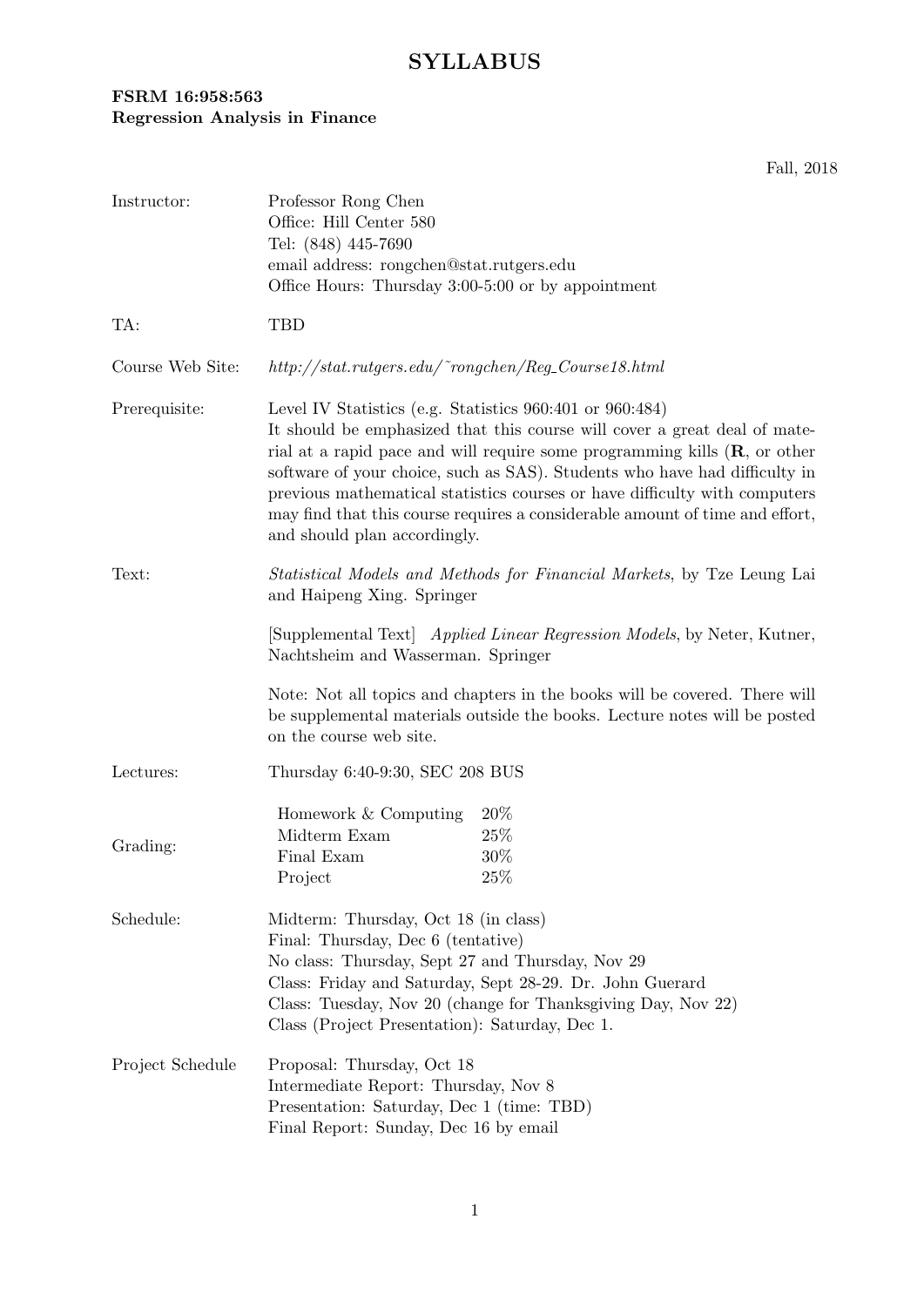# SYLLABUS

**FSRM 16:958:563**
**Regression Analysis in Finance**

Fall, 2018

| | |
|---|---|
| Instructor: | Professor Rong Chen<br>Office: Hill Center 580<br>Tel: (848) 445-7690<br>email address: rongchen@stat.rutgers.edu<br>Office Hours: Thursday 3:00-5:00 or by appointment |
| TA: | TBD |
| Course Web Site: | *http://stat.rutgers.edu/˜rongchen/Reg_Course18.html* |
| Prerequisite: | Level IV Statistics (e.g. Statistics 960:401 or 960:484)<br>It should be emphasized that this course will cover a great deal of material at a rapid pace and will require some programming kills (**R**, or other software of your choice, such as SAS). Students who have had difficulty in previous mathematical statistics courses or have difficulty with computers may find that this course requires a considerable amount of time and effort, and should plan accordingly. |
| Text: | *Statistical Models and Methods for Financial Markets*, by Tze Leung Lai and Haipeng Xing. Springer<br><br>[Supplemental Text] *Applied Linear Regression Models*, by Neter, Kutner, Nachtsheim and Wasserman. Springer<br><br>Note: Not all topics and chapters in the books will be covered. There will be supplemental materials outside the books. Lecture notes will be posted on the course web site. |
| Lectures: | Thursday 6:40-9:30, SEC 208 BUS |
| Grading: | Homework & Computing 20%<br>Midterm Exam 25%<br>Final Exam 30%<br>Project 25% |
| Schedule: | Midterm: Thursday, Oct 18 (in class)<br>Final: Thursday, Dec 6 (tentative)<br>No class: Thursday, Sept 27 and Thursday, Nov 29<br>Class: Friday and Saturday, Sept 28-29. Dr. John Guerard<br>Class: Tuesday, Nov 20 (change for Thanksgiving Day, Nov 22)<br>Class (Project Presentation): Saturday, Dec 1. |
| Project Schedule | Proposal: Thursday, Oct 18<br>Intermediate Report: Thursday, Nov 8<br>Presentation: Saturday, Dec 1 (time: TBD)<br>Final Report: Sunday, Dec 16 by email |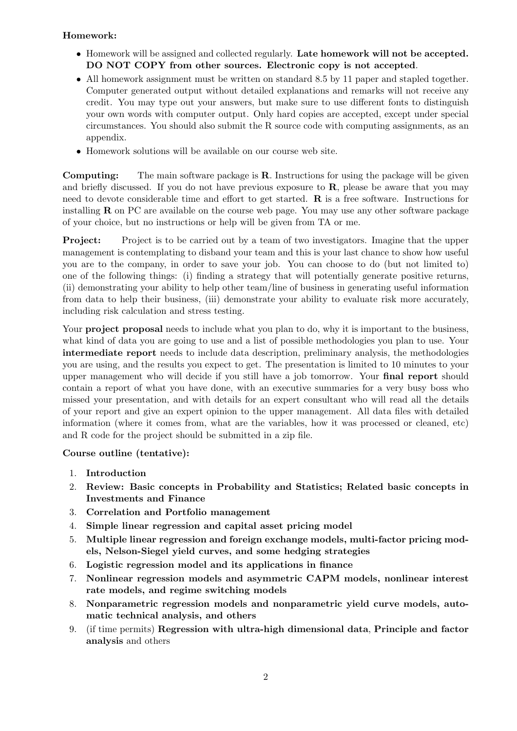**Homework:**

- Homework will be assigned and collected regularly. **Late homework will not be accepted. DO NOT COPY from other sources. Electronic copy is not accepted**.
- All homework assignment must be written on standard 8.5 by 11 paper and stapled together. Computer generated output without detailed explanations and remarks will not receive any credit. You may type out your answers, but make sure to use different fonts to distinguish your own words with computer output. Only hard copies are accepted, except under special circumstances. You should also submit the R source code with computing assignments, as an appendix.
- Homework solutions will be available on our course web site.

**Computing:** The main software package is **R**. Instructions for using the package will be given and briefly discussed. If you do not have previous exposure to **R**, please be aware that you may need to devote considerable time and effort to get started. **R** is a free software. Instructions for installing **R** on PC are available on the course web page. You may use any other software package of your choice, but no instructions or help will be given from TA or me.

**Project:** Project is to be carried out by a team of two investigators. Imagine that the upper management is contemplating to disband your team and this is your last chance to show how useful you are to the company, in order to save your job. You can choose to do (but not limited to) one of the following things: (i) finding a strategy that will potentially generate positive returns, (ii) demonstrating your ability to help other team/line of business in generating useful information from data to help their business, (iii) demonstrate your ability to evaluate risk more accurately, including risk calculation and stress testing.

Your **project proposal** needs to include what you plan to do, why it is important to the business, what kind of data you are going to use and a list of possible methodologies you plan to use. Your **intermediate report** needs to include data description, preliminary analysis, the methodologies you are using, and the results you expect to get. The presentation is limited to 10 minutes to your upper management who will decide if you still have a job tomorrow. Your **final report** should contain a report of what you have done, with an executive summaries for a very busy boss who missed your presentation, and with details for an expert consultant who will read all the details of your report and give an expert opinion to the upper management. All data files with detailed information (where it comes from, what are the variables, how it was processed or cleaned, etc) and R code for the project should be submitted in a zip file.

**Course outline (tentative):**

1. **Introduction**
2. **Review: Basic concepts in Probability and Statistics; Related basic concepts in Investments and Finance**
3. **Correlation and Portfolio management**
4. **Simple linear regression and capital asset pricing model**
5. **Multiple linear regression and foreign exchange models, multi-factor pricing models, Nelson-Siegel yield curves, and some hedging strategies**
6. **Logistic regression model and its applications in finance**
7. **Nonlinear regression models and asymmetric CAPM models, nonlinear interest rate models, and regime switching models**
8. **Nonparametric regression models and nonparametric yield curve models, automatic technical analysis, and others**
9. (if time permits) **Regression with ultra-high dimensional data**, **Principle and factor analysis** and others